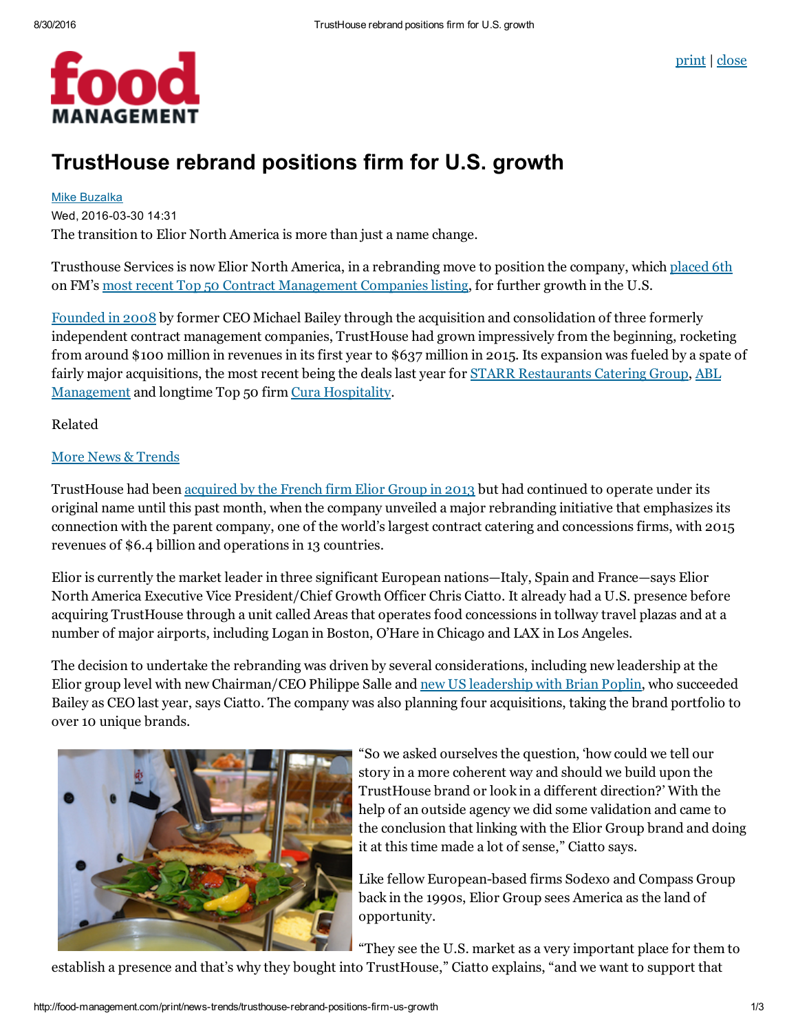# TrustHouse rebrand positions firm for U.S. growth

Mike Buzalka
Wed, 2016-03-30 14:31

The transition to Elior North America is more than just a name change.

Trusthouse Services is now Elior North America, in a rebranding move to position the company, which placed 6th on FM's most recent Top 50 Contract Management Companies listing, for further growth in the U.S.

Founded in 2008 by former CEO Michael Bailey through the acquisition and consolidation of three formerly independent contract management companies, TrustHouse had grown impressively from the beginning, rocketing from around $100 million in revenues in its first year to $637 million in 2015. Its expansion was fueled by a spate of fairly major acquisitions, the most recent being the deals last year for STARR Restaurants Catering Group, ABL Management and longtime Top 50 firm Cura Hospitality.

Related

More News & Trends

TrustHouse had been acquired by the French firm Elior Group in 2013 but had continued to operate under its original name until this past month, when the company unveiled a major rebranding initiative that emphasizes its connection with the parent company, one of the world's largest contract catering and concessions firms, with 2015 revenues of $6.4 billion and operations in 13 countries.

Elior is currently the market leader in three significant European nations—Italy, Spain and France—says Elior North America Executive Vice President/Chief Growth Officer Chris Ciatto. It already had a U.S. presence before acquiring TrustHouse through a unit called Areas that operates food concessions in tollway travel plazas and at a number of major airports, including Logan in Boston, O'Hare in Chicago and LAX in Los Angeles.

The decision to undertake the rebranding was driven by several considerations, including new leadership at the Elior group level with new Chairman/CEO Philippe Salle and new US leadership with Brian Poplin, who succeeded Bailey as CEO last year, says Ciatto. The company was also planning four acquisitions, taking the brand portfolio to over 10 unique brands.

"So we asked ourselves the question, 'how could we tell our story in a more coherent way and should we build upon the TrustHouse brand or look in a different direction?' With the help of an outside agency we did some validation and came to the conclusion that linking with the Elior Group brand and doing it at this time made a lot of sense," Ciatto says.

Like fellow European-based firms Sodexo and Compass Group back in the 1990s, Elior Group sees America as the land of opportunity.

"They see the U.S. market as a very important place for them to establish a presence and that's why they bought into TrustHouse," Ciatto explains, "and we want to support that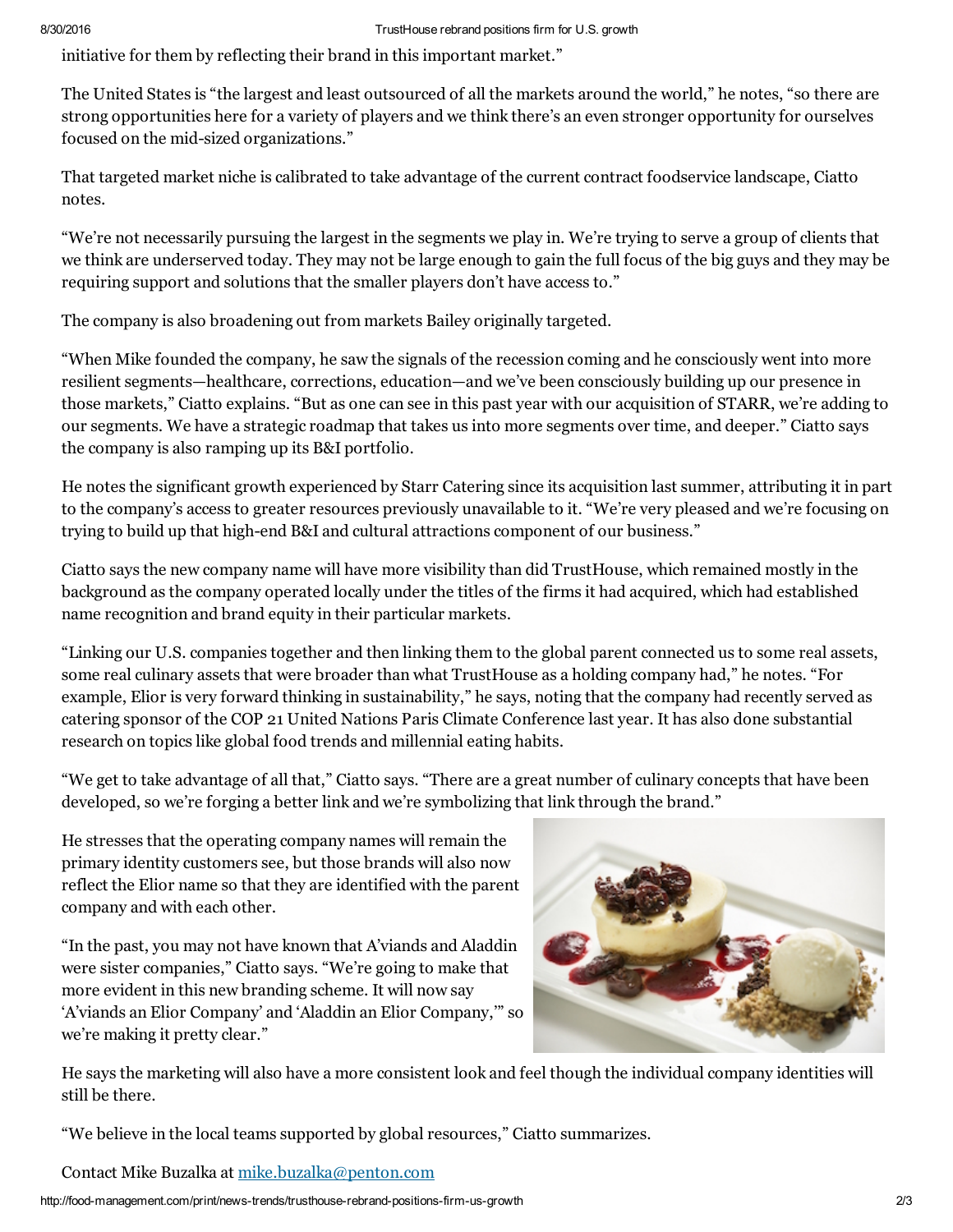initiative for them by reflecting their brand in this important market."

The United States is "the largest and least outsourced of all the markets around the world," he notes, "so there are strong opportunities here for a variety of players and we think there's an even stronger opportunity for ourselves focused on the mid-sized organizations."

That targeted market niche is calibrated to take advantage of the current contract foodservice landscape, Ciatto notes.

"We're not necessarily pursuing the largest in the segments we play in. We're trying to serve a group of clients that we think are underserved today. They may not be large enough to gain the full focus of the big guys and they may be requiring support and solutions that the smaller players don't have access to."

The company is also broadening out from markets Bailey originally targeted.

"When Mike founded the company, he saw the signals of the recession coming and he consciously went into more resilient segments—healthcare, corrections, education—and we've been consciously building up our presence in those markets," Ciatto explains. "But as one can see in this past year with our acquisition of STARR, we're adding to our segments. We have a strategic roadmap that takes us into more segments over time, and deeper." Ciatto says the company is also ramping up its B&I portfolio.

He notes the significant growth experienced by Starr Catering since its acquisition last summer, attributing it in part to the company's access to greater resources previously unavailable to it. "We're very pleased and we're focusing on trying to build up that high-end B&I and cultural attractions component of our business."

Ciatto says the new company name will have more visibility than did TrustHouse, which remained mostly in the background as the company operated locally under the titles of the firms it had acquired, which had established name recognition and brand equity in their particular markets.

"Linking our U.S. companies together and then linking them to the global parent connected us to some real assets, some real culinary assets that were broader than what TrustHouse as a holding company had," he notes. "For example, Elior is very forward thinking in sustainability," he says, noting that the company had recently served as catering sponsor of the COP 21 United Nations Paris Climate Conference last year. It has also done substantial research on topics like global food trends and millennial eating habits.

"We get to take advantage of all that," Ciatto says. "There are a great number of culinary concepts that have been developed, so we're forging a better link and we're symbolizing that link through the brand."

He stresses that the operating company names will remain the primary identity customers see, but those brands will also now reflect the Elior name so that they are identified with the parent company and with each other.

"In the past, you may not have known that A'viands and Aladdin were sister companies," Ciatto says. "We're going to make that more evident in this new branding scheme. It will now say 'A'viands an Elior Company' and 'Aladdin an Elior Company,'" so we're making it pretty clear."

He says the marketing will also have a more consistent look and feel though the individual company identities will still be there.

"We believe in the local teams supported by global resources," Ciatto summarizes.

Contact Mike Buzalka at [mike.buzalka@penton.com](mailto:mike.buzalka@penton.com)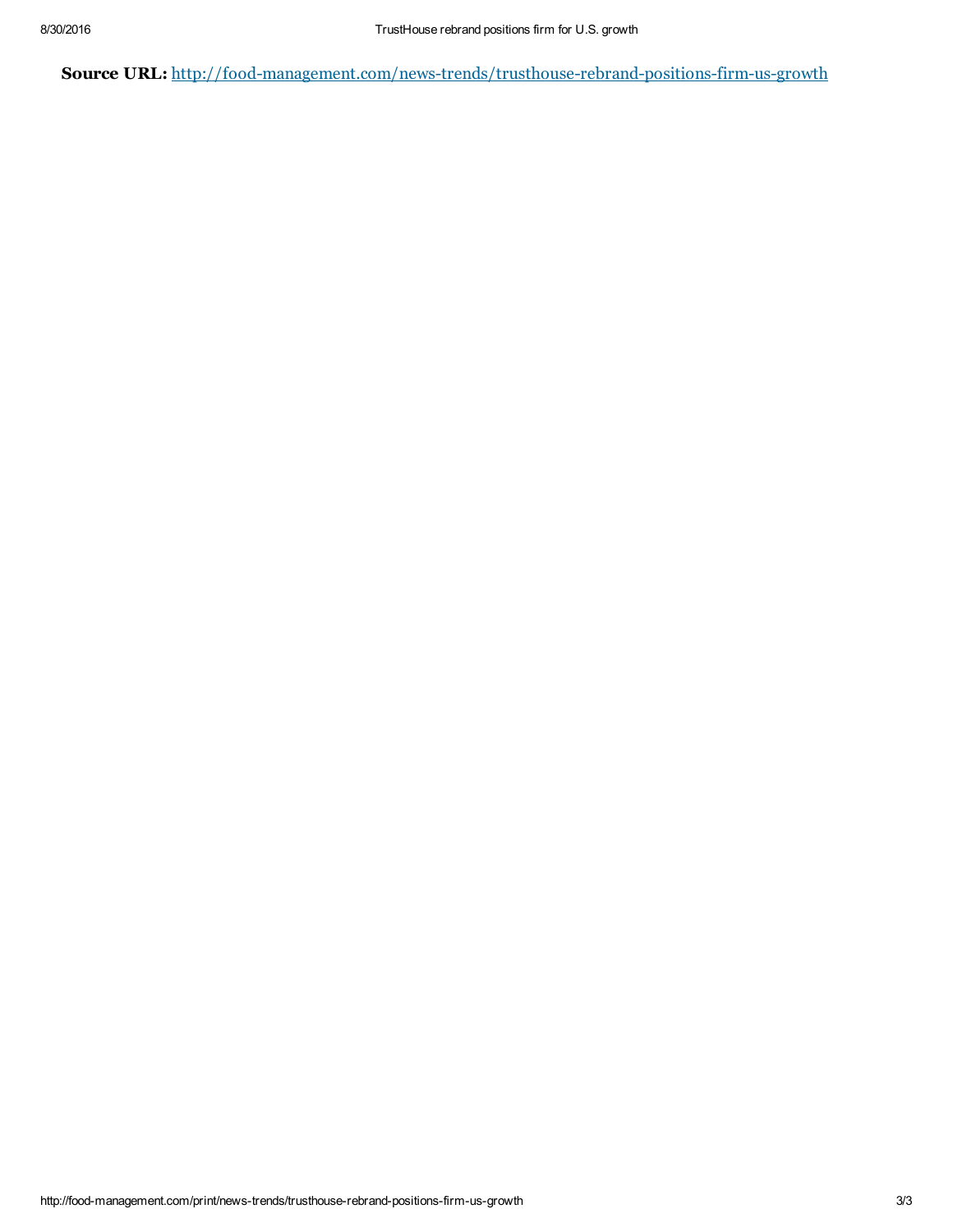**Source URL:** http://food-management.com/news-trends/trusthouse-rebrand-positions-firm-us-growth